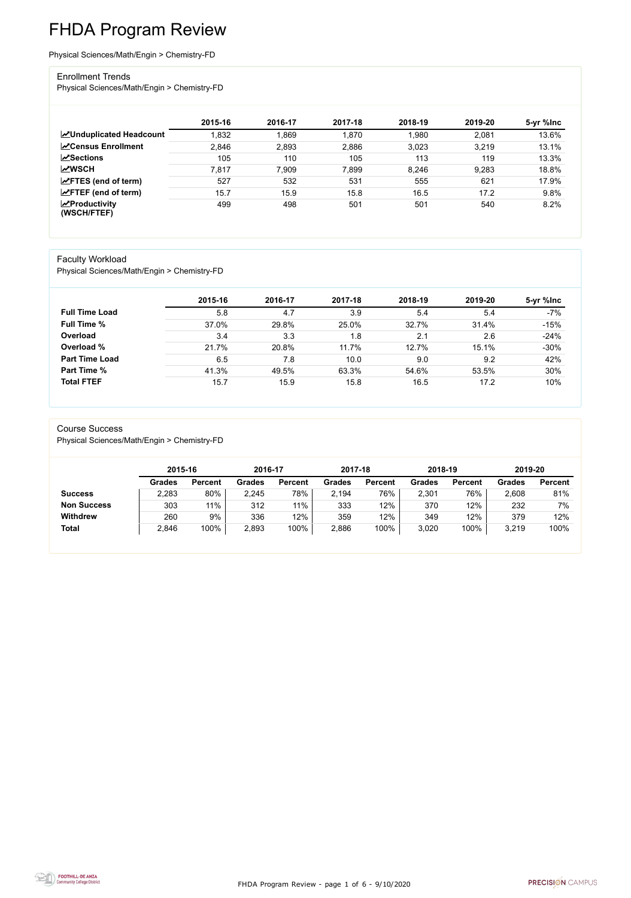# FHDA Program Review

Physical Sciences/Math/Engin > Chemistry-FD

## Enrollment Trends

Physical Sciences/Math/Engin > Chemistry-FD

| | 2015-16 | 2016-17 | 2017-18 | 2018-19 | 2019-20 | 5-yr %Inc |
|---|---|---|---|---|---|---|
| **Unduplicated Headcount** | 1,832 | 1,869 | 1,870 | 1,980 | 2,081 | 13.6% |
| **Census Enrollment** | 2,846 | 2,893 | 2,886 | 3,023 | 3,219 | 13.1% |
| **Sections** | 105 | 110 | 105 | 113 | 119 | 13.3% |
| **WSCH** | 7,817 | 7,909 | 7,899 | 8,246 | 9,283 | 18.8% |
| **FTES (end of term)** | 527 | 532 | 531 | 555 | 621 | 17.9% |
| **FTEF (end of term)** | 15.7 | 15.9 | 15.8 | 16.5 | 17.2 | 9.8% |
| **Productivity (WSCH/FTEF)** | 499 | 498 | 501 | 501 | 540 | 8.2% |

## Faculty Workload

Physical Sciences/Math/Engin > Chemistry-FD

| | 2015-16 | 2016-17 | 2017-18 | 2018-19 | 2019-20 | 5-yr %Inc |
|---|---|---|---|---|---|---|
| **Full Time Load** | 5.8 | 4.7 | 3.9 | 5.4 | 5.4 | -7% |
| **Full Time %** | 37.0% | 29.8% | 25.0% | 32.7% | 31.4% | -15% |
| **Overload** | 3.4 | 3.3 | 1.8 | 2.1 | 2.6 | -24% |
| **Overload %** | 21.7% | 20.8% | 11.7% | 12.7% | 15.1% | -30% |
| **Part Time Load** | 6.5 | 7.8 | 10.0 | 9.0 | 9.2 | 42% |
| **Part Time %** | 41.3% | 49.5% | 63.3% | 54.6% | 53.5% | 30% |
| **Total FTEF** | 15.7 | 15.9 | 15.8 | 16.5 | 17.2 | 10% |

## Course Success

Physical Sciences/Math/Engin > Chemistry-FD

| | 2015-16 | | 2016-17 | | 2017-18 | | 2018-19 | | 2019-20 | |
|---|---|---|---|---|---|---|---|---|---|---|
| | **Grades** | **Percent** | **Grades** | **Percent** | **Grades** | **Percent** | **Grades** | **Percent** | **Grades** | **Percent** |
| **Success** | 2,283 | 80% | 2,245 | 78% | 2,194 | 76% | 2,301 | 76% | 2,608 | 81% |
| **Non Success** | 303 | 11% | 312 | 11% | 333 | 12% | 370 | 12% | 232 | 7% |
| **Withdrew** | 260 | 9% | 336 | 12% | 359 | 12% | 349 | 12% | 379 | 12% |
| **Total** | 2,846 | 100% | 2,893 | 100% | 2,886 | 100% | 3,020 | 100% | 3,219 | 100% |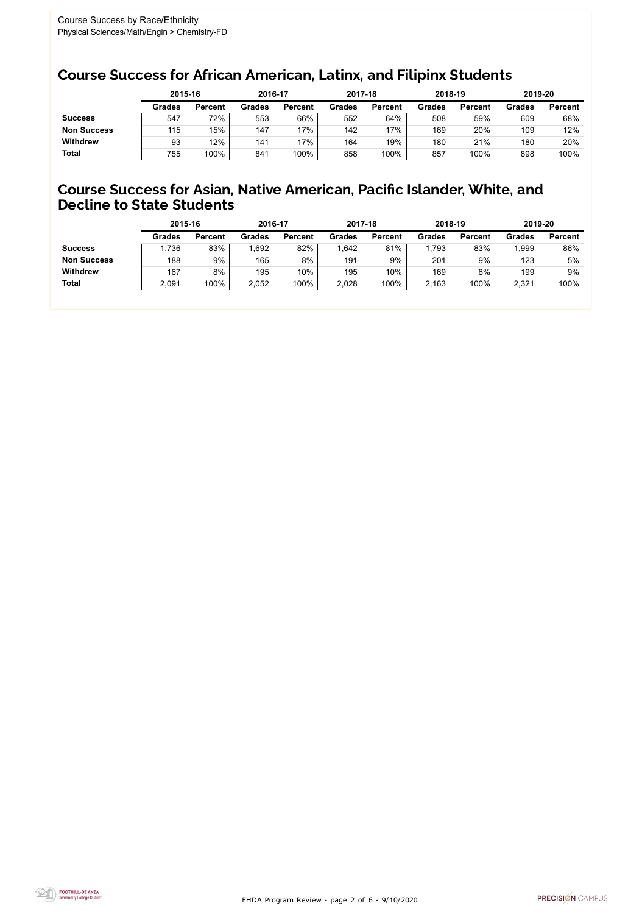Course Success by Race/Ethnicity
Physical Sciences/Math/Engin > Chemistry-FD

## Course Success for African American, Latinx, and Filipinx Students

| | 2015-16 | | 2016-17 | | 2017-18 | | 2018-19 | | 2019-20 | |
|---|---|---|---|---|---|---|---|---|---|---|
| | **Grades** | **Percent** | **Grades** | **Percent** | **Grades** | **Percent** | **Grades** | **Percent** | **Grades** | **Percent** |
| **Success** | 547 | 72% | 553 | 66% | 552 | 64% | 508 | 59% | 609 | 68% |
| **Non Success** | 115 | 15% | 147 | 17% | 142 | 17% | 169 | 20% | 109 | 12% |
| **Withdrew** | 93 | 12% | 141 | 17% | 164 | 19% | 180 | 21% | 180 | 20% |
| **Total** | 755 | 100% | 841 | 100% | 858 | 100% | 857 | 100% | 898 | 100% |

## Course Success for Asian, Native American, Pacific Islander, White, and Decline to State Students

| | 2015-16 | | 2016-17 | | 2017-18 | | 2018-19 | | 2019-20 | |
|---|---|---|---|---|---|---|---|---|---|---|
| | **Grades** | **Percent** | **Grades** | **Percent** | **Grades** | **Percent** | **Grades** | **Percent** | **Grades** | **Percent** |
| **Success** | 1,736 | 83% | 1,692 | 82% | 1,642 | 81% | 1,793 | 83% | 1,999 | 86% |
| **Non Success** | 188 | 9% | 165 | 8% | 191 | 9% | 201 | 9% | 123 | 5% |
| **Withdrew** | 167 | 8% | 195 | 10% | 195 | 10% | 169 | 8% | 199 | 9% |
| **Total** | 2,091 | 100% | 2,052 | 100% | 2,028 | 100% | 2,163 | 100% | 2,321 | 100% |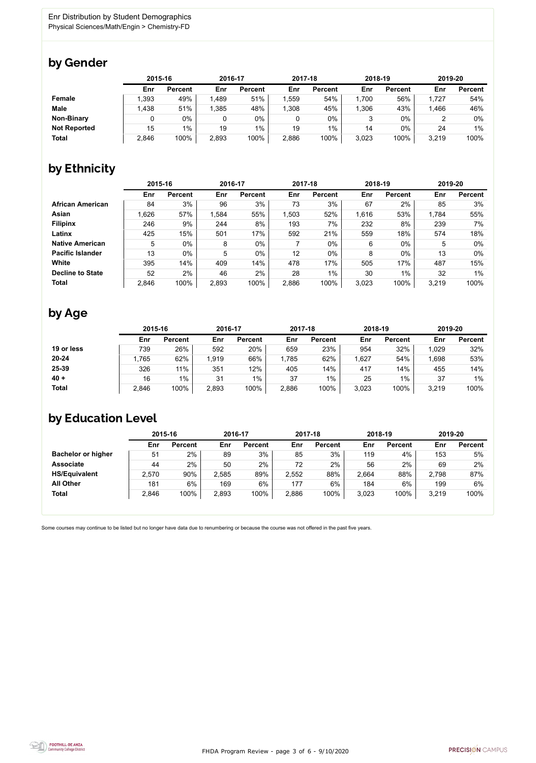Enr Distribution by Student Demographics
Physical Sciences/Math/Engin > Chemistry-FD

## by Gender

| | 2015-16 | | 2016-17 | | 2017-18 | | 2018-19 | | 2019-20 | |
|---|---|---|---|---|---|---|---|---|---|---|
| | Enr | Percent | Enr | Percent | Enr | Percent | Enr | Percent | Enr | Percent |
| **Female** | 1,393 | 49% | 1,489 | 51% | 1,559 | 54% | 1,700 | 56% | 1,727 | 54% |
| **Male** | 1,438 | 51% | 1,385 | 48% | 1,308 | 45% | 1,306 | 43% | 1,466 | 46% |
| **Non-Binary** | 0 | 0% | 0 | 0% | 0 | 0% | 3 | 0% | 2 | 0% |
| **Not Reported** | 15 | 1% | 19 | 1% | 19 | 1% | 14 | 0% | 24 | 1% |
| **Total** | 2,846 | 100% | 2,893 | 100% | 2,886 | 100% | 3,023 | 100% | 3,219 | 100% |

## by Ethnicity

| | 2015-16 | | 2016-17 | | 2017-18 | | 2018-19 | | 2019-20 | |
|---|---|---|---|---|---|---|---|---|---|---|
| | Enr | Percent | Enr | Percent | Enr | Percent | Enr | Percent | Enr | Percent |
| **African American** | 84 | 3% | 96 | 3% | 73 | 3% | 67 | 2% | 85 | 3% |
| **Asian** | 1,626 | 57% | 1,584 | 55% | 1,503 | 52% | 1,616 | 53% | 1,784 | 55% |
| **Filipinx** | 246 | 9% | 244 | 8% | 193 | 7% | 232 | 8% | 239 | 7% |
| **Latinx** | 425 | 15% | 501 | 17% | 592 | 21% | 559 | 18% | 574 | 18% |
| **Native American** | 5 | 0% | 8 | 0% | 7 | 0% | 6 | 0% | 5 | 0% |
| **Pacific Islander** | 13 | 0% | 5 | 0% | 12 | 0% | 8 | 0% | 13 | 0% |
| **White** | 395 | 14% | 409 | 14% | 478 | 17% | 505 | 17% | 487 | 15% |
| **Decline to State** | 52 | 2% | 46 | 2% | 28 | 1% | 30 | 1% | 32 | 1% |
| **Total** | 2,846 | 100% | 2,893 | 100% | 2,886 | 100% | 3,023 | 100% | 3,219 | 100% |

## by Age

| | 2015-16 | | 2016-17 | | 2017-18 | | 2018-19 | | 2019-20 | |
|---|---|---|---|---|---|---|---|---|---|---|
| | Enr | Percent | Enr | Percent | Enr | Percent | Enr | Percent | Enr | Percent |
| **19 or less** | 739 | 26% | 592 | 20% | 659 | 23% | 954 | 32% | 1,029 | 32% |
| **20-24** | 1,765 | 62% | 1,919 | 66% | 1,785 | 62% | 1,627 | 54% | 1,698 | 53% |
| **25-39** | 326 | 11% | 351 | 12% | 405 | 14% | 417 | 14% | 455 | 14% |
| **40 +** | 16 | 1% | 31 | 1% | 37 | 1% | 25 | 1% | 37 | 1% |
| **Total** | 2,846 | 100% | 2,893 | 100% | 2,886 | 100% | 3,023 | 100% | 3,219 | 100% |

## by Education Level

| | 2015-16 | | 2016-17 | | 2017-18 | | 2018-19 | | 2019-20 | |
|---|---|---|---|---|---|---|---|---|---|---|
| | Enr | Percent | Enr | Percent | Enr | Percent | Enr | Percent | Enr | Percent |
| **Bachelor or higher** | 51 | 2% | 89 | 3% | 85 | 3% | 119 | 4% | 153 | 5% |
| **Associate** | 44 | 2% | 50 | 2% | 72 | 2% | 56 | 2% | 69 | 2% |
| **HS/Equivalent** | 2,570 | 90% | 2,585 | 89% | 2,552 | 88% | 2,664 | 88% | 2,798 | 87% |
| **All Other** | 181 | 6% | 169 | 6% | 177 | 6% | 184 | 6% | 199 | 6% |
| **Total** | 2,846 | 100% | 2,893 | 100% | 2,886 | 100% | 3,023 | 100% | 3,219 | 100% |

Some courses may continue to be listed but no longer have data due to renumbering or because the course was not offered in the past five years.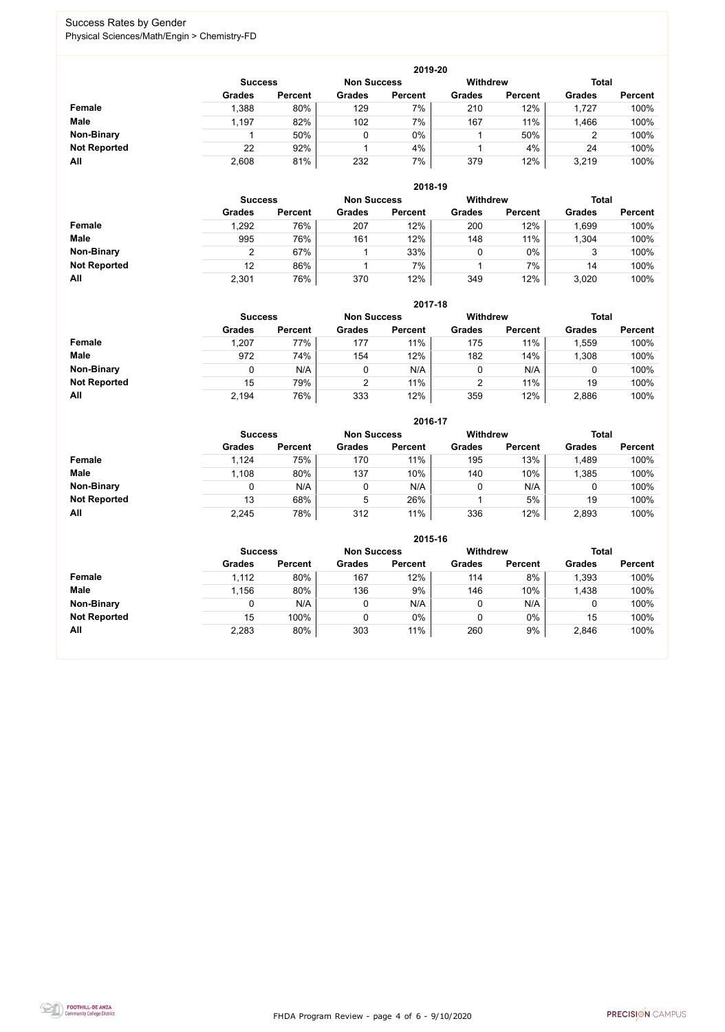# Success Rates by Gender

Physical Sciences/Math/Engin > Chemistry-FD

**2019-20**

| | Success | | Non Success | | Withdrew | | Total | |
|---|---|---|---|---|---|---|---|---|
| | Grades | Percent | Grades | Percent | Grades | Percent | Grades | Percent |
| **Female** | 1,388 | 80% | 129 | 7% | 210 | 12% | 1,727 | 100% |
| **Male** | 1,197 | 82% | 102 | 7% | 167 | 11% | 1,466 | 100% |
| **Non-Binary** | 1 | 50% | 0 | 0% | 1 | 50% | 2 | 100% |
| **Not Reported** | 22 | 92% | 1 | 4% | 1 | 4% | 24 | 100% |
| **All** | 2,608 | 81% | 232 | 7% | 379 | 12% | 3,219 | 100% |

**2018-19**

| | Success | | Non Success | | Withdrew | | Total | |
|---|---|---|---|---|---|---|---|---|
| | Grades | Percent | Grades | Percent | Grades | Percent | Grades | Percent |
| **Female** | 1,292 | 76% | 207 | 12% | 200 | 12% | 1,699 | 100% |
| **Male** | 995 | 76% | 161 | 12% | 148 | 11% | 1,304 | 100% |
| **Non-Binary** | 2 | 67% | 1 | 33% | 0 | 0% | 3 | 100% |
| **Not Reported** | 12 | 86% | 1 | 7% | 1 | 7% | 14 | 100% |
| **All** | 2,301 | 76% | 370 | 12% | 349 | 12% | 3,020 | 100% |

**2017-18**

| | Success | | Non Success | | Withdrew | | Total | |
|---|---|---|---|---|---|---|---|---|
| | Grades | Percent | Grades | Percent | Grades | Percent | Grades | Percent |
| **Female** | 1,207 | 77% | 177 | 11% | 175 | 11% | 1,559 | 100% |
| **Male** | 972 | 74% | 154 | 12% | 182 | 14% | 1,308 | 100% |
| **Non-Binary** | 0 | N/A | 0 | N/A | 0 | N/A | 0 | 100% |
| **Not Reported** | 15 | 79% | 2 | 11% | 2 | 11% | 19 | 100% |
| **All** | 2,194 | 76% | 333 | 12% | 359 | 12% | 2,886 | 100% |

**2016-17**

| | Success | | Non Success | | Withdrew | | Total | |
|---|---|---|---|---|---|---|---|---|
| | Grades | Percent | Grades | Percent | Grades | Percent | Grades | Percent |
| **Female** | 1,124 | 75% | 170 | 11% | 195 | 13% | 1,489 | 100% |
| **Male** | 1,108 | 80% | 137 | 10% | 140 | 10% | 1,385 | 100% |
| **Non-Binary** | 0 | N/A | 0 | N/A | 0 | N/A | 0 | 100% |
| **Not Reported** | 13 | 68% | 5 | 26% | 1 | 5% | 19 | 100% |
| **All** | 2,245 | 78% | 312 | 11% | 336 | 12% | 2,893 | 100% |

**2015-16**

| | Success | | Non Success | | Withdrew | | Total | |
|---|---|---|---|---|---|---|---|---|
| | Grades | Percent | Grades | Percent | Grades | Percent | Grades | Percent |
| **Female** | 1,112 | 80% | 167 | 12% | 114 | 8% | 1,393 | 100% |
| **Male** | 1,156 | 80% | 136 | 9% | 146 | 10% | 1,438 | 100% |
| **Non-Binary** | 0 | N/A | 0 | N/A | 0 | N/A | 0 | 100% |
| **Not Reported** | 15 | 100% | 0 | 0% | 0 | 0% | 15 | 100% |
| **All** | 2,283 | 80% | 303 | 11% | 260 | 9% | 2,846 | 100% |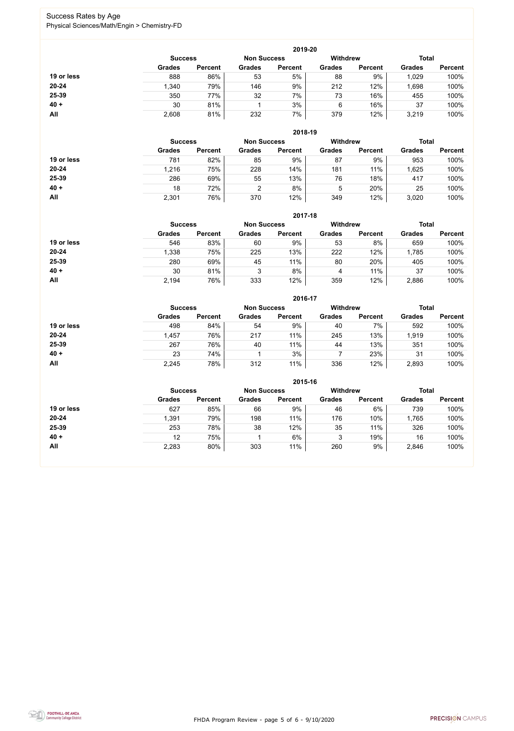# Success Rates by Age

Physical Sciences/Math/Engin > Chemistry-FD

## 2019-20

| | Success | | Non Success | | Withdrew | | Total | |
|---|---|---|---|---|---|---|---|---|
| | Grades | Percent | Grades | Percent | Grades | Percent | Grades | Percent |
| 19 or less | 888 | 86% | 53 | 5% | 88 | 9% | 1,029 | 100% |
| 20-24 | 1,340 | 79% | 146 | 9% | 212 | 12% | 1,698 | 100% |
| 25-39 | 350 | 77% | 32 | 7% | 73 | 16% | 455 | 100% |
| 40 + | 30 | 81% | 1 | 3% | 6 | 16% | 37 | 100% |
| All | 2,608 | 81% | 232 | 7% | 379 | 12% | 3,219 | 100% |

## 2018-19

| | Success | | Non Success | | Withdrew | | Total | |
|---|---|---|---|---|---|---|---|---|
| | Grades | Percent | Grades | Percent | Grades | Percent | Grades | Percent |
| 19 or less | 781 | 82% | 85 | 9% | 87 | 9% | 953 | 100% |
| 20-24 | 1,216 | 75% | 228 | 14% | 181 | 11% | 1,625 | 100% |
| 25-39 | 286 | 69% | 55 | 13% | 76 | 18% | 417 | 100% |
| 40 + | 18 | 72% | 2 | 8% | 5 | 20% | 25 | 100% |
| All | 2,301 | 76% | 370 | 12% | 349 | 12% | 3,020 | 100% |

## 2017-18

| | Success | | Non Success | | Withdrew | | Total | |
|---|---|---|---|---|---|---|---|---|
| | Grades | Percent | Grades | Percent | Grades | Percent | Grades | Percent |
| 19 or less | 546 | 83% | 60 | 9% | 53 | 8% | 659 | 100% |
| 20-24 | 1,338 | 75% | 225 | 13% | 222 | 12% | 1,785 | 100% |
| 25-39 | 280 | 69% | 45 | 11% | 80 | 20% | 405 | 100% |
| 40 + | 30 | 81% | 3 | 8% | 4 | 11% | 37 | 100% |
| All | 2,194 | 76% | 333 | 12% | 359 | 12% | 2,886 | 100% |

## 2016-17

| | Success | | Non Success | | Withdrew | | Total | |
|---|---|---|---|---|---|---|---|---|
| | Grades | Percent | Grades | Percent | Grades | Percent | Grades | Percent |
| 19 or less | 498 | 84% | 54 | 9% | 40 | 7% | 592 | 100% |
| 20-24 | 1,457 | 76% | 217 | 11% | 245 | 13% | 1,919 | 100% |
| 25-39 | 267 | 76% | 40 | 11% | 44 | 13% | 351 | 100% |
| 40 + | 23 | 74% | 1 | 3% | 7 | 23% | 31 | 100% |
| All | 2,245 | 78% | 312 | 11% | 336 | 12% | 2,893 | 100% |

## 2015-16

| | Success | | Non Success | | Withdrew | | Total | |
|---|---|---|---|---|---|---|---|---|
| | Grades | Percent | Grades | Percent | Grades | Percent | Grades | Percent |
| 19 or less | 627 | 85% | 66 | 9% | 46 | 6% | 739 | 100% |
| 20-24 | 1,391 | 79% | 198 | 11% | 176 | 10% | 1,765 | 100% |
| 25-39 | 253 | 78% | 38 | 12% | 35 | 11% | 326 | 100% |
| 40 + | 12 | 75% | 1 | 6% | 3 | 19% | 16 | 100% |
| All | 2,283 | 80% | 303 | 11% | 260 | 9% | 2,846 | 100% |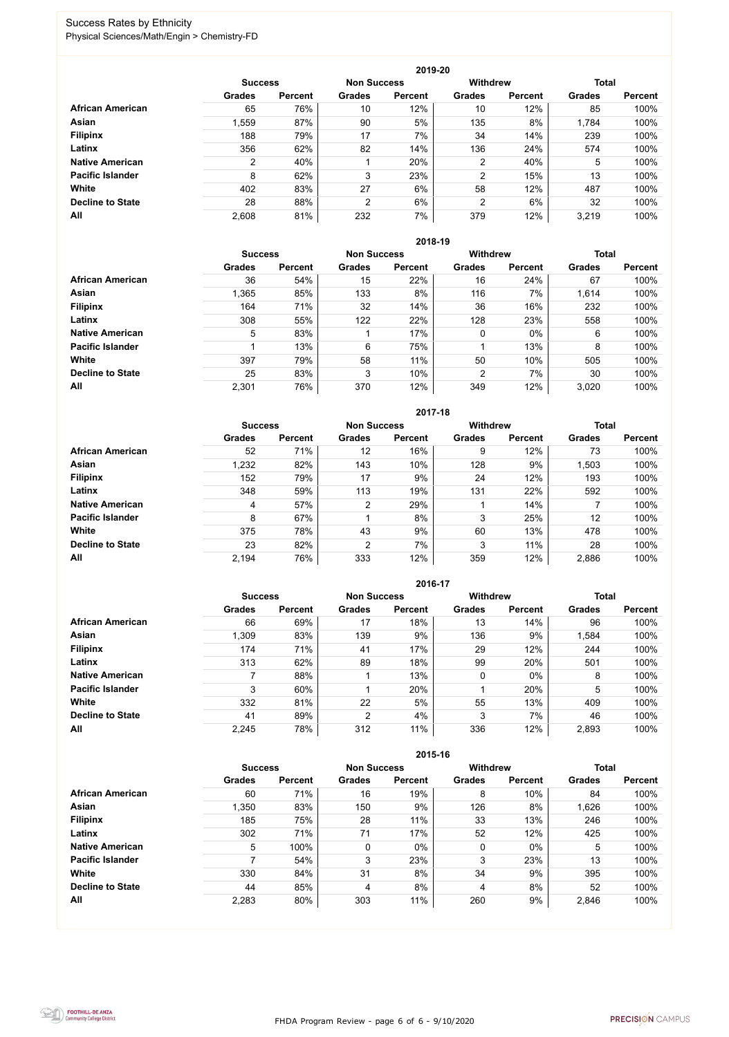# Success Rates by Ethnicity

Physical Sciences/Math/Engin > Chemistry-FD

| 2019-20 | Success | | Non Success | | Withdrew | | Total | |
|---|---|---|---|---|---|---|---|---|
| | Grades | Percent | Grades | Percent | Grades | Percent | Grades | Percent |
| **African American** | 65 | 76% | 10 | 12% | 10 | 12% | 85 | 100% |
| **Asian** | 1,559 | 87% | 90 | 5% | 135 | 8% | 1,784 | 100% |
| **Filipinx** | 188 | 79% | 17 | 7% | 34 | 14% | 239 | 100% |
| **Latinx** | 356 | 62% | 82 | 14% | 136 | 24% | 574 | 100% |
| **Native American** | 2 | 40% | 1 | 20% | 2 | 40% | 5 | 100% |
| **Pacific Islander** | 8 | 62% | 3 | 23% | 2 | 15% | 13 | 100% |
| **White** | 402 | 83% | 27 | 6% | 58 | 12% | 487 | 100% |
| **Decline to State** | 28 | 88% | 2 | 6% | 2 | 6% | 32 | 100% |
| **All** | 2,608 | 81% | 232 | 7% | 379 | 12% | 3,219 | 100% |

| 2018-19 | Success | | Non Success | | Withdrew | | Total | |
|---|---|---|---|---|---|---|---|---|
| | Grades | Percent | Grades | Percent | Grades | Percent | Grades | Percent |
| **African American** | 36 | 54% | 15 | 22% | 16 | 24% | 67 | 100% |
| **Asian** | 1,365 | 85% | 133 | 8% | 116 | 7% | 1,614 | 100% |
| **Filipinx** | 164 | 71% | 32 | 14% | 36 | 16% | 232 | 100% |
| **Latinx** | 308 | 55% | 122 | 22% | 128 | 23% | 558 | 100% |
| **Native American** | 5 | 83% | 1 | 17% | 0 | 0% | 6 | 100% |
| **Pacific Islander** | 1 | 13% | 6 | 75% | 1 | 13% | 8 | 100% |
| **White** | 397 | 79% | 58 | 11% | 50 | 10% | 505 | 100% |
| **Decline to State** | 25 | 83% | 3 | 10% | 2 | 7% | 30 | 100% |
| **All** | 2,301 | 76% | 370 | 12% | 349 | 12% | 3,020 | 100% |

| 2017-18 | Success | | Non Success | | Withdrew | | Total | |
|---|---|---|---|---|---|---|---|---|
| | Grades | Percent | Grades | Percent | Grades | Percent | Grades | Percent |
| **African American** | 52 | 71% | 12 | 16% | 9 | 12% | 73 | 100% |
| **Asian** | 1,232 | 82% | 143 | 10% | 128 | 9% | 1,503 | 100% |
| **Filipinx** | 152 | 79% | 17 | 9% | 24 | 12% | 193 | 100% |
| **Latinx** | 348 | 59% | 113 | 19% | 131 | 22% | 592 | 100% |
| **Native American** | 4 | 57% | 2 | 29% | 1 | 14% | 7 | 100% |
| **Pacific Islander** | 8 | 67% | 1 | 8% | 3 | 25% | 12 | 100% |
| **White** | 375 | 78% | 43 | 9% | 60 | 13% | 478 | 100% |
| **Decline to State** | 23 | 82% | 2 | 7% | 3 | 11% | 28 | 100% |
| **All** | 2,194 | 76% | 333 | 12% | 359 | 12% | 2,886 | 100% |

| 2016-17 | Success | | Non Success | | Withdrew | | Total | |
|---|---|---|---|---|---|---|---|---|
| | Grades | Percent | Grades | Percent | Grades | Percent | Grades | Percent |
| **African American** | 66 | 69% | 17 | 18% | 13 | 14% | 96 | 100% |
| **Asian** | 1,309 | 83% | 139 | 9% | 136 | 9% | 1,584 | 100% |
| **Filipinx** | 174 | 71% | 41 | 17% | 29 | 12% | 244 | 100% |
| **Latinx** | 313 | 62% | 89 | 18% | 99 | 20% | 501 | 100% |
| **Native American** | 7 | 88% | 1 | 13% | 0 | 0% | 8 | 100% |
| **Pacific Islander** | 3 | 60% | 1 | 20% | 1 | 20% | 5 | 100% |
| **White** | 332 | 81% | 22 | 5% | 55 | 13% | 409 | 100% |
| **Decline to State** | 41 | 89% | 2 | 4% | 3 | 7% | 46 | 100% |
| **All** | 2,245 | 78% | 312 | 11% | 336 | 12% | 2,893 | 100% |

| 2015-16 | Success | | Non Success | | Withdrew | | Total | |
|---|---|---|---|---|---|---|---|---|
| | Grades | Percent | Grades | Percent | Grades | Percent | Grades | Percent |
| **African American** | 60 | 71% | 16 | 19% | 8 | 10% | 84 | 100% |
| **Asian** | 1,350 | 83% | 150 | 9% | 126 | 8% | 1,626 | 100% |
| **Filipinx** | 185 | 75% | 28 | 11% | 33 | 13% | 246 | 100% |
| **Latinx** | 302 | 71% | 71 | 17% | 52 | 12% | 425 | 100% |
| **Native American** | 5 | 100% | 0 | 0% | 0 | 0% | 5 | 100% |
| **Pacific Islander** | 7 | 54% | 3 | 23% | 3 | 23% | 13 | 100% |
| **White** | 330 | 84% | 31 | 8% | 34 | 9% | 395 | 100% |
| **Decline to State** | 44 | 85% | 4 | 8% | 4 | 8% | 52 | 100% |
| **All** | 2,283 | 80% | 303 | 11% | 260 | 9% | 2,846 | 100% |